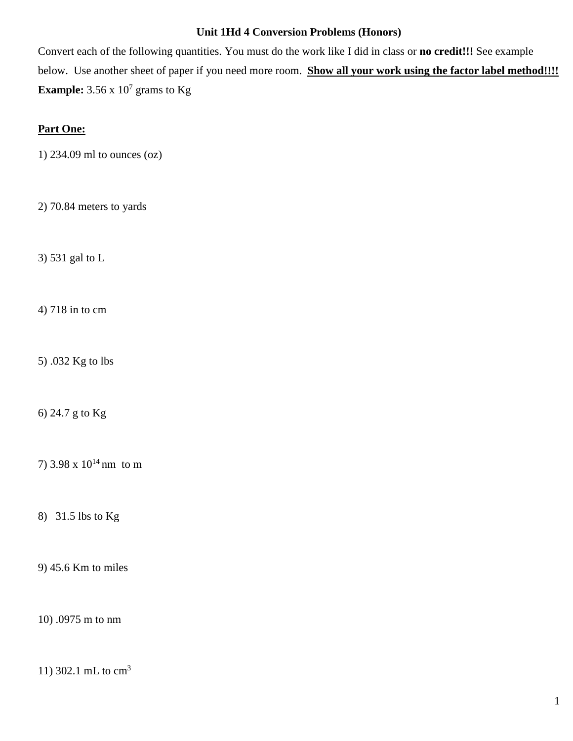# Unit 1Hd 4 Conversion Problems (Honors)

Convert each of the following quantities. You must do the work like I did in class or **no credit!!!** See example below. Use another sheet of paper if you need more room. **Show all your work using the factor label method!!!!**

**Example:** $3.56 \times 10^7$ grams to Kg

**Part One:**

1) 234.09 ml to ounces (oz)

2) 70.84 meters to yards

3) 531 gal to L

4) 718 in to cm

5) .032 Kg to lbs

6) 24.7 g to Kg

7) $3.98 \times 10^{14}$ nm to m

8) 31.5 lbs to Kg

9) 45.6 Km to miles

10) .0975 m to nm

11) 302.1 mL to $cm^3$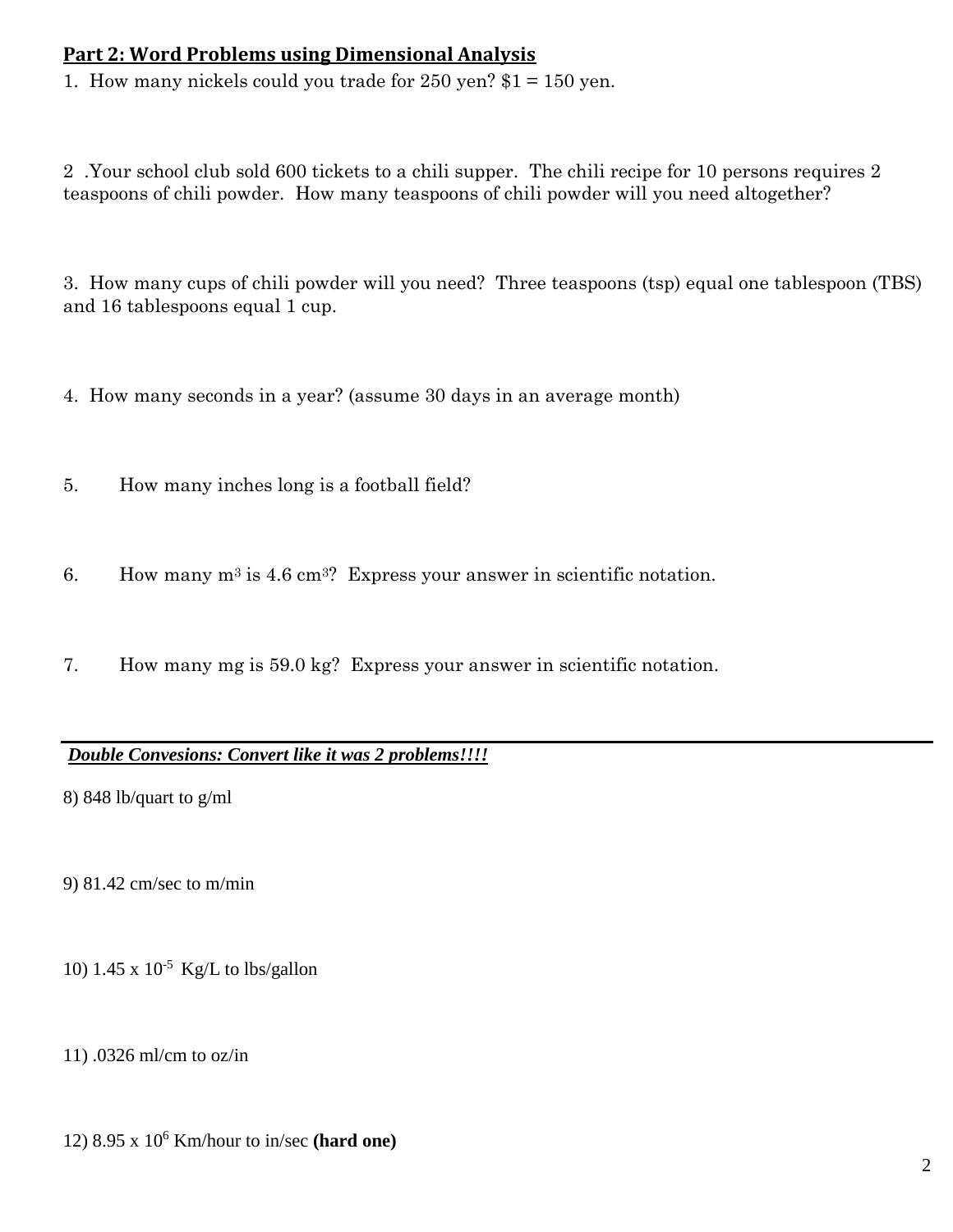## Part 2: Word Problems using Dimensional Analysis

1. How many nickels could you trade for 250 yen? $1 = 150 yen.

2 .Your school club sold 600 tickets to a chili supper. The chili recipe for 10 persons requires 2 teaspoons of chili powder. How many teaspoons of chili powder will you need altogether?

3. How many cups of chili powder will you need? Three teaspoons (tsp) equal one tablespoon (TBS) and 16 tablespoons equal 1 cup.

4. How many seconds in a year? (assume 30 days in an average month)

5. How many inches long is a football field?

6. How many $m^3$ is 4.6 $cm^3$? Express your answer in scientific notation.

7. How many mg is 59.0 kg? Express your answer in scientific notation.

---

***Double Convesions: Convert like it was 2 problems!!!!***

8) 848 lb/quart to g/ml

9) 81.42 cm/sec to m/min

10) $1.45 \times 10^{-5}$ Kg/L to lbs/gallon

11) .0326 ml/cm to oz/in

12) $8.95 \times 10^{6}$ Km/hour to in/sec **(hard one)**